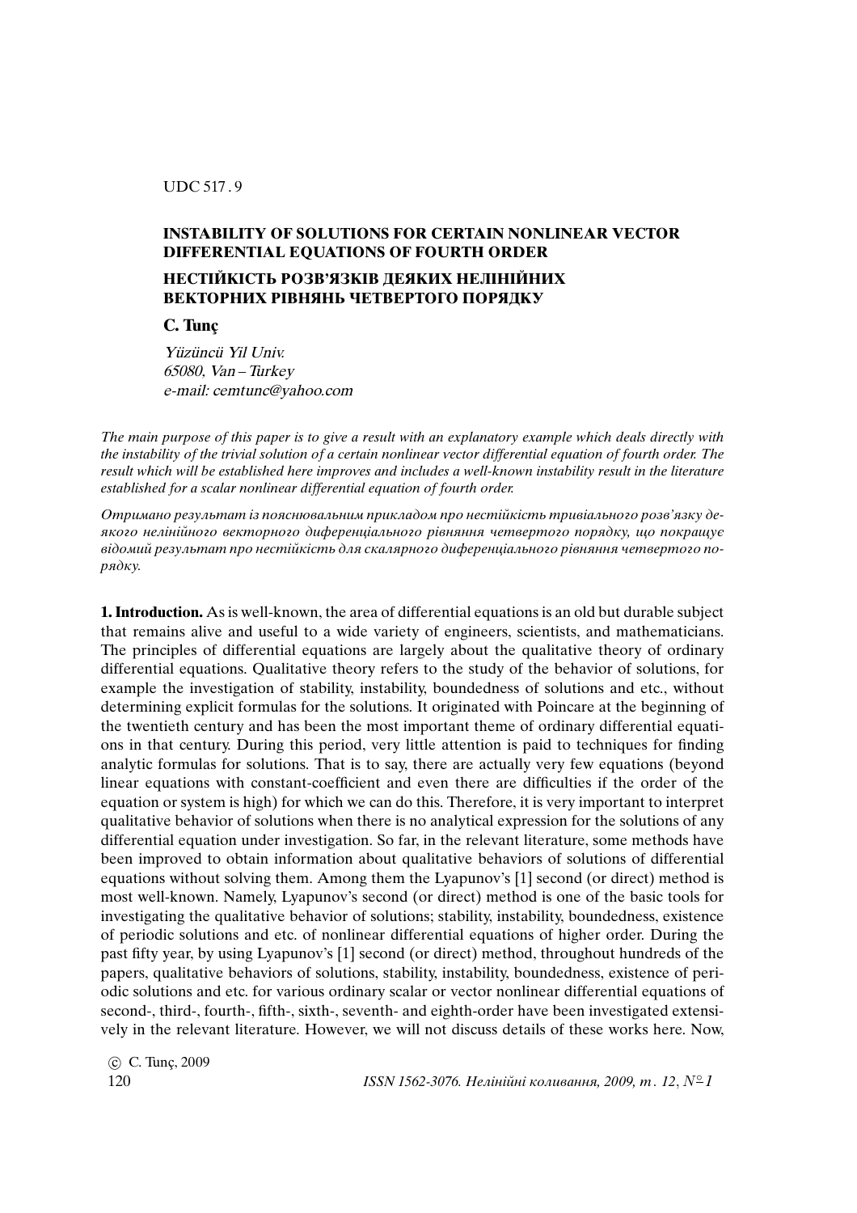UDC 517 . 9

# INSTABILITY OF SOLUTIONS FOR CERTAIN NONLINEAR VECTOR DIFFERENTIAL EQUATIONS OF FOURTH ORDER

# НЕСТІЙКІСТЬ РОЗВ'ЯЗКІВ ДЕЯКИХ НЕЛІНІЙНИХ ВЕКТОРНИХ РІВНЯНЬ ЧЕТВЕРТОГО ПОРЯДКУ

**C. Tunç**

*Yüzüncü Yil Univ.*
*65080, Van – Turkey*
*e-mail: cemtunc@yahoo.com*

*The main purpose of this paper is to give a result with an explanatory example which deals directly with the instability of the trivial solution of a certain nonlinear vector differential equation of fourth order. The result which will be established here improves and includes a well-known instability result in the literature established for a scalar nonlinear differential equation of fourth order.*

*Отримано результат із пояснювальним прикладом про нестійкість тривіального розв'язку деякого нелінійного векторного диференціального рівняння четвертого порядку, що покращує відомий результат про нестійкість для скалярного диференціального рівняння четвертого порядку.*

**1. Introduction.** As is well-known, the area of differential equations is an old but durable subject that remains alive and useful to a wide variety of engineers, scientists, and mathematicians. The principles of differential equations are largely about the qualitative theory of ordinary differential equations. Qualitative theory refers to the study of the behavior of solutions, for example the investigation of stability, instability, boundedness of solutions and etc., without determining explicit formulas for the solutions. It originated with Poincare at the beginning of the twentieth century and has been the most important theme of ordinary differential equations in that century. During this period, very little attention is paid to techniques for finding analytic formulas for solutions. That is to say, there are actually very few equations (beyond linear equations with constant-coefficient and even there are difficulties if the order of the equation or system is high) for which we can do this. Therefore, it is very important to interpret qualitative behavior of solutions when there is no analytical expression for the solutions of any differential equation under investigation. So far, in the relevant literature, some methods have been improved to obtain information about qualitative behaviors of solutions of differential equations without solving them. Among them the Lyapunov's [1] second (or direct) method is most well-known. Namely, Lyapunov's second (or direct) method is one of the basic tools for investigating the qualitative behavior of solutions; stability, instability, boundedness, existence of periodic solutions and etc. of nonlinear differential equations of higher order. During the past fifty year, by using Lyapunov's [1] second (or direct) method, throughout hundreds of the papers, qualitative behaviors of solutions, stability, instability, boundedness, existence of periodic solutions and etc. for various ordinary scalar or vector nonlinear differential equations of second-, third-, fourth-, fifth-, sixth-, seventh- and eighth-order have been investigated extensively in the relevant literature. However, we will not discuss details of these works here. Now,

© C. Tunç, 2009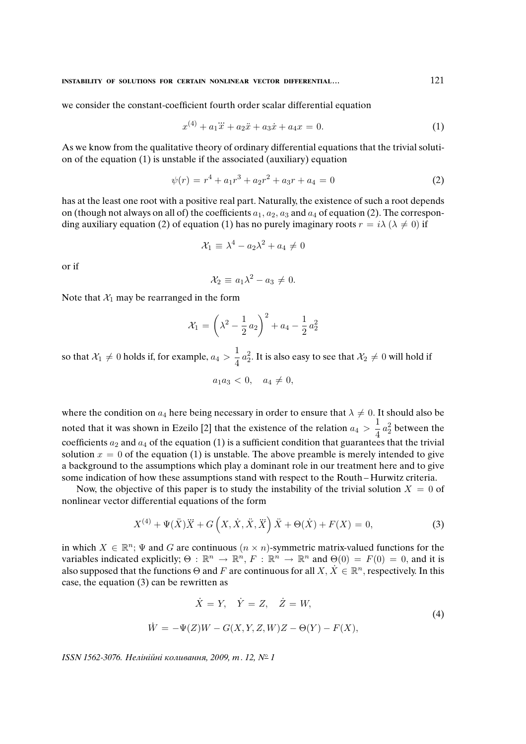we consider the constant-coefficient fourth order scalar differential equation

$$x^{(4)} + a_1 \dddot{x} + a_2 \ddot{x} + a_3 \dot{x} + a_4 x = 0. \tag{1}$$

As we know from the qualitative theory of ordinary differential equations that the trivial solution of the equation (1) is unstable if the associated (auxiliary) equation

$$\psi(r) = r^4 + a_1 r^3 + a_2 r^2 + a_3 r + a_4 = 0 \tag{2}$$

has at the least one root with a positive real part. Naturally, the existence of such a root depends on (though not always on all of) the coefficients $a_1$, $a_2$, $a_3$ and $a_4$ of equation (2). The corresponding auxiliary equation (2) of equation (1) has no purely imaginary roots $r = i\lambda$ ($\lambda \neq 0$) if

$$\mathcal{X}_1 \equiv \lambda^4 - a_2 \lambda^2 + a_4 \neq 0$$

or if

$$\mathcal{X}_2 \equiv a_1 \lambda^2 - a_3 \neq 0.$$

Note that $\mathcal{X}_1$ may be rearranged in the form

$$\mathcal{X}_1 = \left( \lambda^2 - \frac{1}{2} a_2 \right)^2 + a_4 - \frac{1}{2} a_2^2$$

so that $\mathcal{X}_1 \neq 0$ holds if, for example, $a_4 > \dfrac{1}{4} a_2^2$. It is also easy to see that $\mathcal{X}_2 \neq 0$ will hold if

$$a_1 a_3 < 0, \quad a_4 \neq 0,$$

where the condition on $a_4$ here being necessary in order to ensure that $\lambda \neq 0$. It should also be noted that it was shown in Ezeilo [2] that the existence of the relation $a_4 > \dfrac{1}{4} a_2^2$ between the coefficients $a_2$ and $a_4$ of the equation (1) is a sufficient condition that guarantees that the trivial solution $x = 0$ of the equation (1) is unstable. The above preamble is merely intended to give a background to the assumptions which play a dominant role in our treatment here and to give some indication of how these assumptions stand with respect to the Routh – Hurwitz criteria.

Now, the objective of this paper is to study the instability of the trivial solution $X = 0$ of nonlinear vector differential equations of the form

$$X^{(4)} + \Psi(\ddot{X}) \dddot{X} + G\left(X, \dot{X}, \ddot{X}, \dddot{X}\right) \ddot{X} + \Theta(\dot{X}) + F(X) = 0, \tag{3}$$

in which $X \in \mathbb{R}^n$; $\Psi$ and $G$ are continuous $(n \times n)$-symmetric matrix-valued functions for the variables indicated explicitly; $\Theta : \mathbb{R}^n \to \mathbb{R}^n$, $F : \mathbb{R}^n \to \mathbb{R}^n$ and $\Theta(0) = F(0) = 0$, and it is also supposed that the functions $\Theta$ and $F$ are continuous for all $X, \dot{X} \in \mathbb{R}^n$, respectively. In this case, the equation (3) can be rewritten as

$$\begin{gathered} \dot{X} = Y, \quad \dot{Y} = Z, \quad \dot{Z} = W, \\ \dot{W} = -\Psi(Z)W - G(X, Y, Z, W)Z - \Theta(Y) - F(X), \end{gathered} \tag{4}$$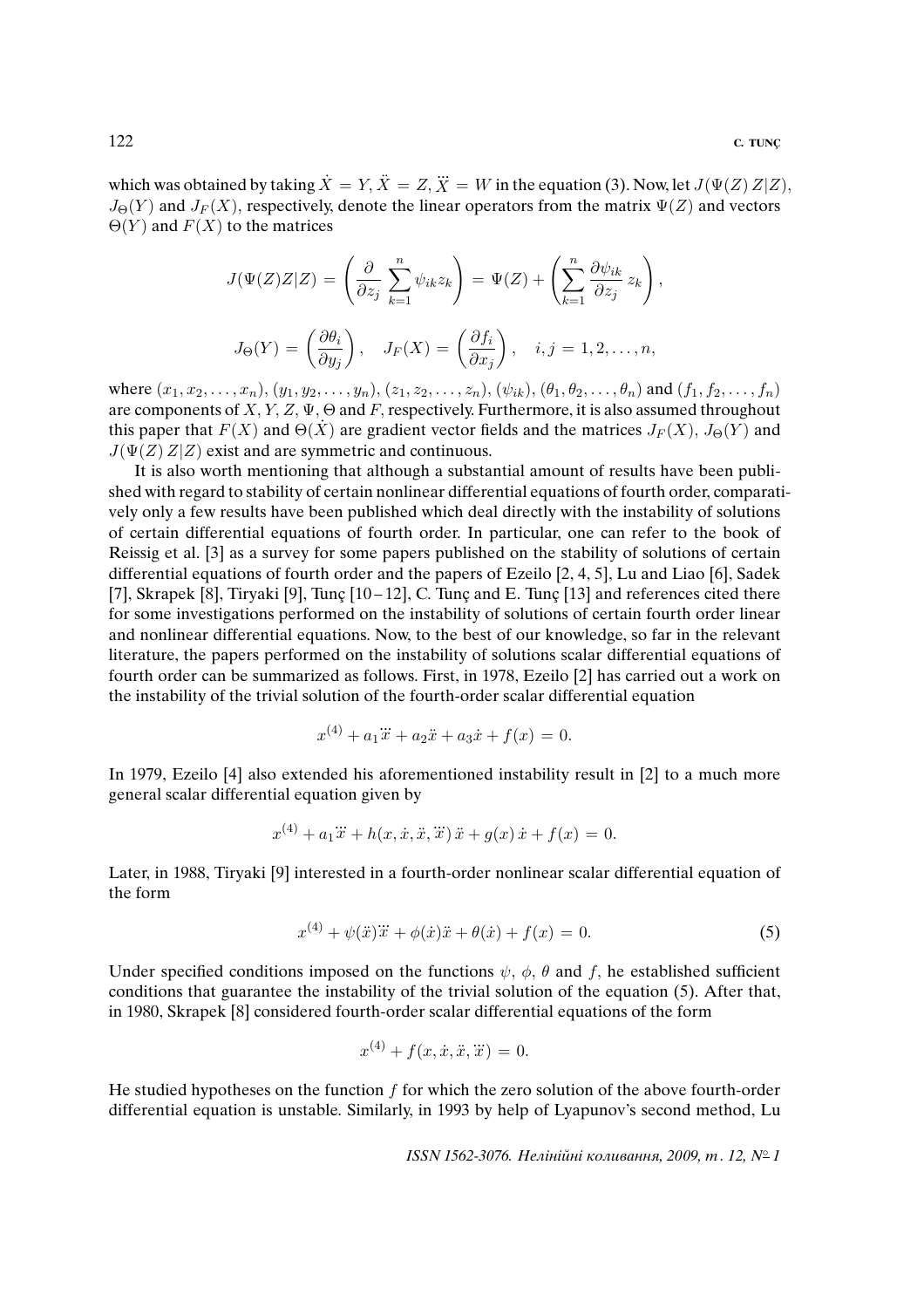which was obtained by taking $\dot{X} = Y, \ddot{X} = Z, \dddot{X} = W$ in the equation (3). Now, let $J(\Psi(Z)\,Z|Z)$, $J_\Theta(Y)$ and $J_F(X)$, respectively, denote the linear operators from the matrix $\Psi(Z)$ and vectors $\Theta(Y)$ and $F(X)$ to the matrices

$$J(\Psi(Z)Z|Z) = \left(\frac{\partial}{\partial z_j}\sum_{k=1}^{n}\psi_{ik}z_k\right) = \Psi(Z) + \left(\sum_{k=1}^{n}\frac{\partial \psi_{ik}}{\partial z_j}\,z_k\right),$$

$$J_\Theta(Y) = \left(\frac{\partial \theta_i}{\partial y_j}\right), \quad J_F(X) = \left(\frac{\partial f_i}{\partial x_j}\right), \quad i, j = 1, 2, \ldots, n,$$

where $(x_1, x_2, \ldots, x_n)$, $(y_1, y_2, \ldots, y_n)$, $(z_1, z_2, \ldots, z_n)$, $(\psi_{ik})$, $(\theta_1, \theta_2, \ldots, \theta_n)$ and $(f_1, f_2, \ldots, f_n)$ are components of $X, Y, Z, \Psi, \Theta$ and $F$, respectively. Furthermore, it is also assumed throughout this paper that $F(X)$ and $\Theta(\dot{X})$ are gradient vector fields and the matrices $J_F(X)$, $J_\Theta(Y)$ and $J(\Psi(Z)\,Z|Z)$ exist and are symmetric and continuous.

It is also worth mentioning that although a substantial amount of results have been published with regard to stability of certain nonlinear differential equations of fourth order, comparatively only a few results have been published which deal directly with the instability of solutions of certain differential equations of fourth order. In particular, one can refer to the book of Reissig et al. [3] as a survey for some papers published on the stability of solutions of certain differential equations of fourth order and the papers of Ezeilo [2, 4, 5], Lu and Liao [6], Sadek [7], Skrapek [8], Tiryaki [9], Tunç [10–12], C. Tunç and E. Tunç [13] and references cited there for some investigations performed on the instability of solutions of certain fourth order linear and nonlinear differential equations. Now, to the best of our knowledge, so far in the relevant literature, the papers performed on the instability of solutions scalar differential equations of fourth order can be summarized as follows. First, in 1978, Ezeilo [2] has carried out a work on the instability of the trivial solution of the fourth-order scalar differential equation

$$x^{(4)} + a_1\dddot{x} + a_2\ddot{x} + a_3\dot{x} + f(x) = 0.$$

In 1979, Ezeilo [4] also extended his aforementioned instability result in [2] to a much more general scalar differential equation given by

$$x^{(4)} + a_1\dddot{x} + h(x, \dot{x}, \ddot{x}, \dddot{x})\,\ddot{x} + g(x)\,\dot{x} + f(x) = 0.$$

Later, in 1988, Tiryaki [9] interested in a fourth-order nonlinear scalar differential equation of the form

$$x^{(4)} + \psi(\ddot{x})\dddot{x} + \phi(\dot{x})\ddot{x} + \theta(\dot{x}) + f(x) = 0. \tag{5}$$

Under specified conditions imposed on the functions $\psi$, $\phi$, $\theta$ and $f$, he established sufficient conditions that guarantee the instability of the trivial solution of the equation (5). After that, in 1980, Skrapek [8] considered fourth-order scalar differential equations of the form

$$x^{(4)} + f(x, \dot{x}, \ddot{x}, \dddot{x}) = 0.$$

He studied hypotheses on the function $f$ for which the zero solution of the above fourth-order differential equation is unstable. Similarly, in 1993 by help of Lyapunov's second method, Lu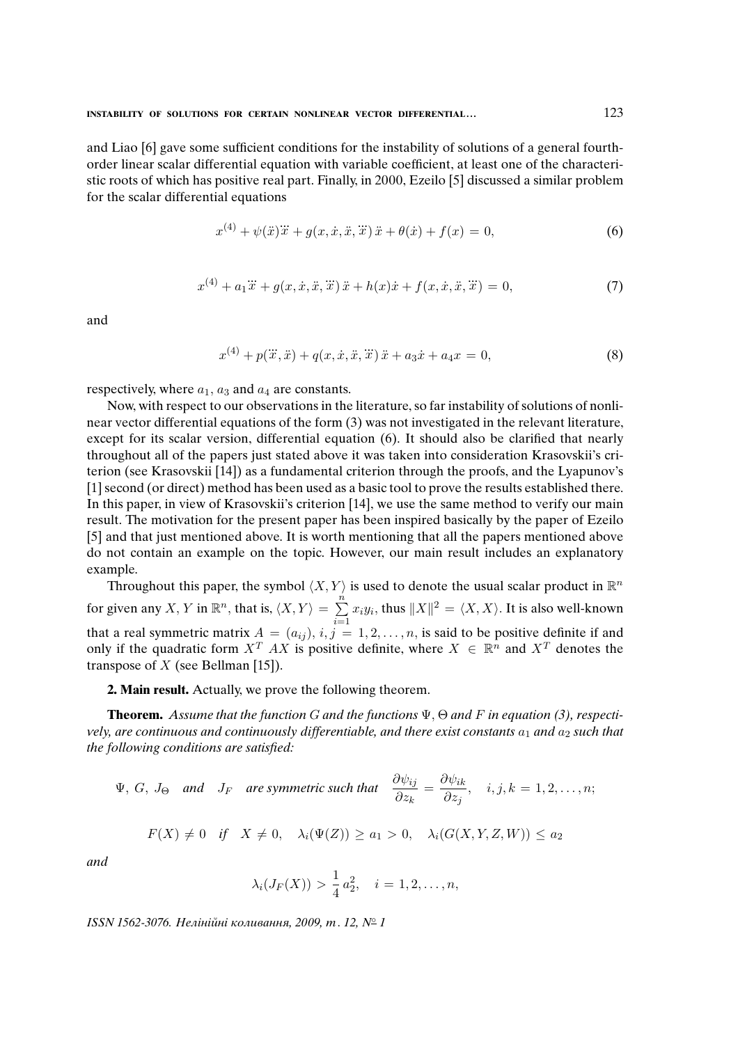and Liao [6] gave some sufficient conditions for the instability of solutions of a general fourth-order linear scalar differential equation with variable coefficient, at least one of the characteristic roots of which has positive real part. Finally, in 2000, Ezeilo [5] discussed a similar problem for the scalar differential equations

$$x^{(4)} + \psi(\ddot{x})\dddot{x} + g(x, \dot{x}, \ddot{x}, \dddot{x})\,\ddot{x} + \theta(\dot{x}) + f(x) = 0, \tag{6}$$

$$x^{(4)} + a_1\dddot{x} + g(x, \dot{x}, \ddot{x}, \dddot{x})\,\ddot{x} + h(x)\dot{x} + f(x, \dot{x}, \ddot{x}, \dddot{x}) = 0, \tag{7}$$

and

$$x^{(4)} + p(\dddot{x}, \ddot{x}) + q(x, \dot{x}, \ddot{x}, \dddot{x})\,\ddot{x} + a_3\dot{x} + a_4 x = 0, \tag{8}$$

respectively, where $a_1$, $a_3$ and $a_4$ are constants.

Now, with respect to our observations in the literature, so far instability of solutions of nonlinear vector differential equations of the form (3) was not investigated in the relevant literature, except for its scalar version, differential equation (6). It should also be clarified that nearly throughout all of the papers just stated above it was taken into consideration Krasovskii's criterion (see Krasovskii [14]) as a fundamental criterion through the proofs, and the Lyapunov's [1] second (or direct) method has been used as a basic tool to prove the results established there. In this paper, in view of Krasovskii's criterion [14], we use the same method to verify our main result. The motivation for the present paper has been inspired basically by the paper of Ezeilo [5] and that just mentioned above. It is worth mentioning that all the papers mentioned above do not contain an example on the topic. However, our main result includes an explanatory example.

Throughout this paper, the symbol $\langle X, Y \rangle$ is used to denote the usual scalar product in $\mathbb{R}^n$ for given any $X$, $Y$ in $\mathbb{R}^n$, that is, $\langle X, Y \rangle = \sum_{i=1}^{n} x_i y_i$, thus $\|X\|^2 = \langle X, X \rangle$. It is also well-known that a real symmetric matrix $A = (a_{ij})$, $i, j = 1, 2, \ldots, n$, is said to be positive definite if and only if the quadratic form $X^T AX$ is positive definite, where $X \in \mathbb{R}^n$ and $X^T$ denotes the transpose of $X$ (see Bellman [15]).

**2. Main result.** Actually, we prove the following theorem.

**Theorem.** *Assume that the function $G$ and the functions $\Psi$, $\Theta$ and $F$ in equation (3), respectively, are continuous and continuously differentiable, and there exist constants $a_1$ and $a_2$ such that the following conditions are satisfied:*

$$\Psi,\ G,\ J_\Theta \quad \textit{and} \quad J_F \quad \textit{are symmetric such that} \quad \frac{\partial \psi_{ij}}{\partial z_k} = \frac{\partial \psi_{ik}}{\partial z_j}, \quad i, j, k = 1, 2, \ldots, n;$$

$$F(X) \neq 0 \quad \textit{if} \quad X \neq 0, \quad \lambda_i(\Psi(Z)) \geq a_1 > 0, \quad \lambda_i(G(X, Y, Z, W)) \leq a_2$$

*and*

$$\lambda_i(J_F(X)) > \frac{1}{4}\,a_2^2, \quad i = 1, 2, \ldots, n,$$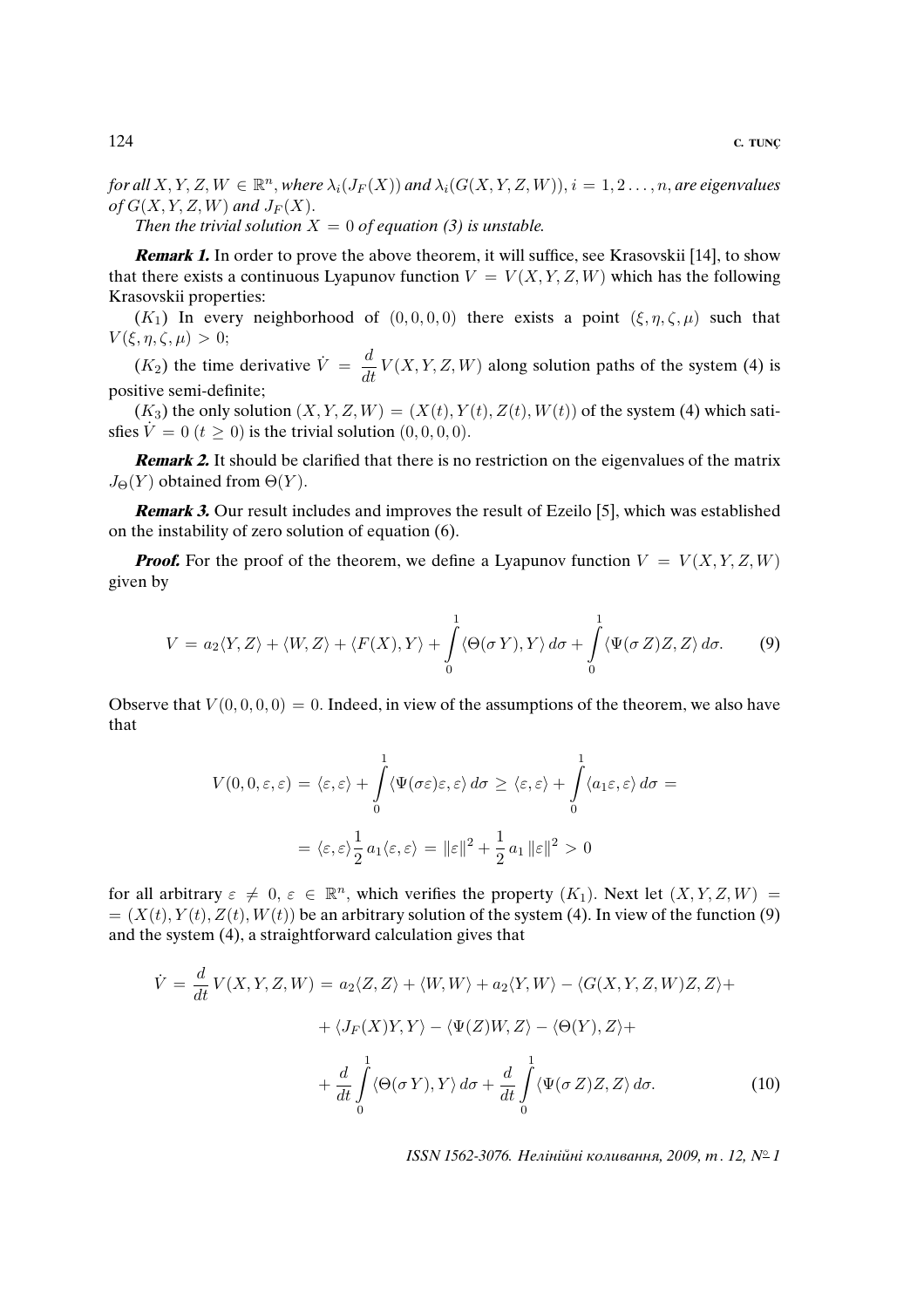*for all $X, Y, Z, W \in \mathbb{R}^n$, where $\lambda_i(J_F(X))$ and $\lambda_i(G(X, Y, Z, W))$, $i = 1, 2 \ldots, n$, are eigenvalues of $G(X, Y, Z, W)$ and $J_F(X)$.*

*Then the trivial solution $X = 0$ of equation (3) is unstable.*

***Remark 1.*** In order to prove the above theorem, it will suffice, see Krasovskii [14], to show that there exists a continuous Lyapunov function $V = V(X, Y, Z, W)$ which has the following Krasovskii properties:

$(K_1)$ In every neighborhood of $(0, 0, 0, 0)$ there exists a point $(\xi, \eta, \zeta, \mu)$ such that $V(\xi, \eta, \zeta, \mu) > 0$;

$(K_2)$ the time derivative $\dot{V} = \dfrac{d}{dt} V(X, Y, Z, W)$ along solution paths of the system (4) is positive semi-definite;

$(K_3)$ the only solution $(X, Y, Z, W) = (X(t), Y(t), Z(t), W(t))$ of the system (4) which satisfies $\dot{V} = 0$ $(t \geq 0)$ is the trivial solution $(0, 0, 0, 0)$.

***Remark 2.*** It should be clarified that there is no restriction on the eigenvalues of the matrix $J_\Theta(Y)$ obtained from $\Theta(Y)$.

***Remark 3.*** Our result includes and improves the result of Ezeilo [5], which was established on the instability of zero solution of equation (6).

***Proof.*** For the proof of the theorem, we define a Lyapunov function $V = V(X, Y, Z, W)$ given by

$$V = a_2\langle Y, Z\rangle + \langle W, Z\rangle + \langle F(X), Y\rangle + \int_0^1 \langle \Theta(\sigma Y), Y\rangle \, d\sigma + \int_0^1 \langle \Psi(\sigma Z)Z, Z\rangle \, d\sigma. \tag{9}$$

Observe that $V(0, 0, 0, 0) = 0$. Indeed, in view of the assumptions of the theorem, we also have that

$$V(0, 0, \varepsilon, \varepsilon) = \langle \varepsilon, \varepsilon\rangle + \int_0^1 \langle \Psi(\sigma\varepsilon)\varepsilon, \varepsilon\rangle \, d\sigma \geq \langle \varepsilon, \varepsilon\rangle + \int_0^1 \langle a_1\varepsilon, \varepsilon\rangle \, d\sigma =$$

$$= \langle \varepsilon, \varepsilon\rangle \frac{1}{2} a_1 \langle \varepsilon, \varepsilon\rangle = \|\varepsilon\|^2 + \frac{1}{2} a_1 \|\varepsilon\|^2 > 0$$

for all arbitrary $\varepsilon \neq 0$, $\varepsilon \in \mathbb{R}^n$, which verifies the property $(K_1)$. Next let $(X, Y, Z, W) = (X(t), Y(t), Z(t), W(t))$ be an arbitrary solution of the system (4). In view of the function (9) and the system (4), a straightforward calculation gives that

$$\dot{V} = \frac{d}{dt} V(X, Y, Z, W) = a_2\langle Z, Z\rangle + \langle W, W\rangle + a_2\langle Y, W\rangle - \langle G(X, Y, Z, W)Z, Z\rangle +$$

$$+ \langle J_F(X)Y, Y\rangle - \langle \Psi(Z)W, Z\rangle - \langle \Theta(Y), Z\rangle +$$

$$+ \frac{d}{dt} \int_0^1 \langle \Theta(\sigma Y), Y\rangle \, d\sigma + \frac{d}{dt} \int_0^1 \langle \Psi(\sigma Z)Z, Z\rangle \, d\sigma. \tag{10}$$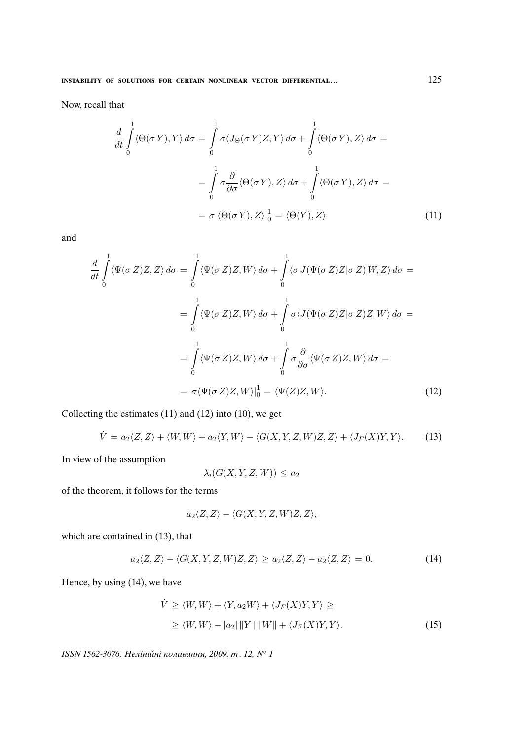Now, recall that

$$\frac{d}{dt}\int_0^1 \langle \Theta(\sigma Y), Y\rangle \, d\sigma = \int_0^1 \sigma \langle J_\Theta(\sigma Y) Z, Y\rangle \, d\sigma + \int_0^1 \langle \Theta(\sigma Y), Z\rangle \, d\sigma =$$

$$= \int_0^1 \sigma \frac{\partial}{\partial \sigma}\langle \Theta(\sigma Y), Z\rangle \, d\sigma + \int_0^1 \langle \Theta(\sigma Y), Z\rangle \, d\sigma =$$

$$= \sigma \left.\langle \Theta(\sigma Y), Z\rangle\right|_0^1 = \langle \Theta(Y), Z\rangle \tag{11}$$

and

$$\frac{d}{dt}\int_0^1 \langle \Psi(\sigma Z) Z, Z\rangle \, d\sigma = \int_0^1 \langle \Psi(\sigma Z) Z, W\rangle \, d\sigma + \int_0^1 \langle \sigma J(\Psi(\sigma Z) Z | \sigma Z) W, Z\rangle \, d\sigma =$$

$$= \int_0^1 \langle \Psi(\sigma Z) Z, W\rangle \, d\sigma + \int_0^1 \sigma \langle J(\Psi(\sigma Z) Z | \sigma Z) Z, W\rangle \, d\sigma =$$

$$= \int_0^1 \langle \Psi(\sigma Z) Z, W\rangle \, d\sigma + \int_0^1 \sigma \frac{\partial}{\partial \sigma}\langle \Psi(\sigma Z) Z, W\rangle \, d\sigma =$$

$$= \sigma \left.\langle \Psi(\sigma Z) Z, W\rangle\right|_0^1 = \langle \Psi(Z) Z, W\rangle. \tag{12}$$

Collecting the estimates (11) and (12) into (10), we get

$$\dot{V} = a_2\langle Z, Z\rangle + \langle W, W\rangle + a_2\langle Y, W\rangle - \langle G(X,Y,Z,W) Z, Z\rangle + \langle J_F(X) Y, Y\rangle. \tag{13}$$

In view of the assumption

$$\lambda_i(G(X,Y,Z,W)) \le a_2$$

of the theorem, it follows for the terms

$$a_2\langle Z, Z\rangle - \langle G(X,Y,Z,W) Z, Z\rangle,$$

which are contained in (13), that

$$a_2\langle Z, Z\rangle - \langle G(X,Y,Z,W) Z, Z\rangle \ge a_2\langle Z, Z\rangle - a_2\langle Z, Z\rangle = 0. \tag{14}$$

Hence, by using (14), we have

$$\dot{V} \ge \langle W, W\rangle + \langle Y, a_2 W\rangle + \langle J_F(X) Y, Y\rangle \ge$$

$$\ge \langle W, W\rangle - |a_2| \, \|Y\| \, \|W\| + \langle J_F(X) Y, Y\rangle. \tag{15}$$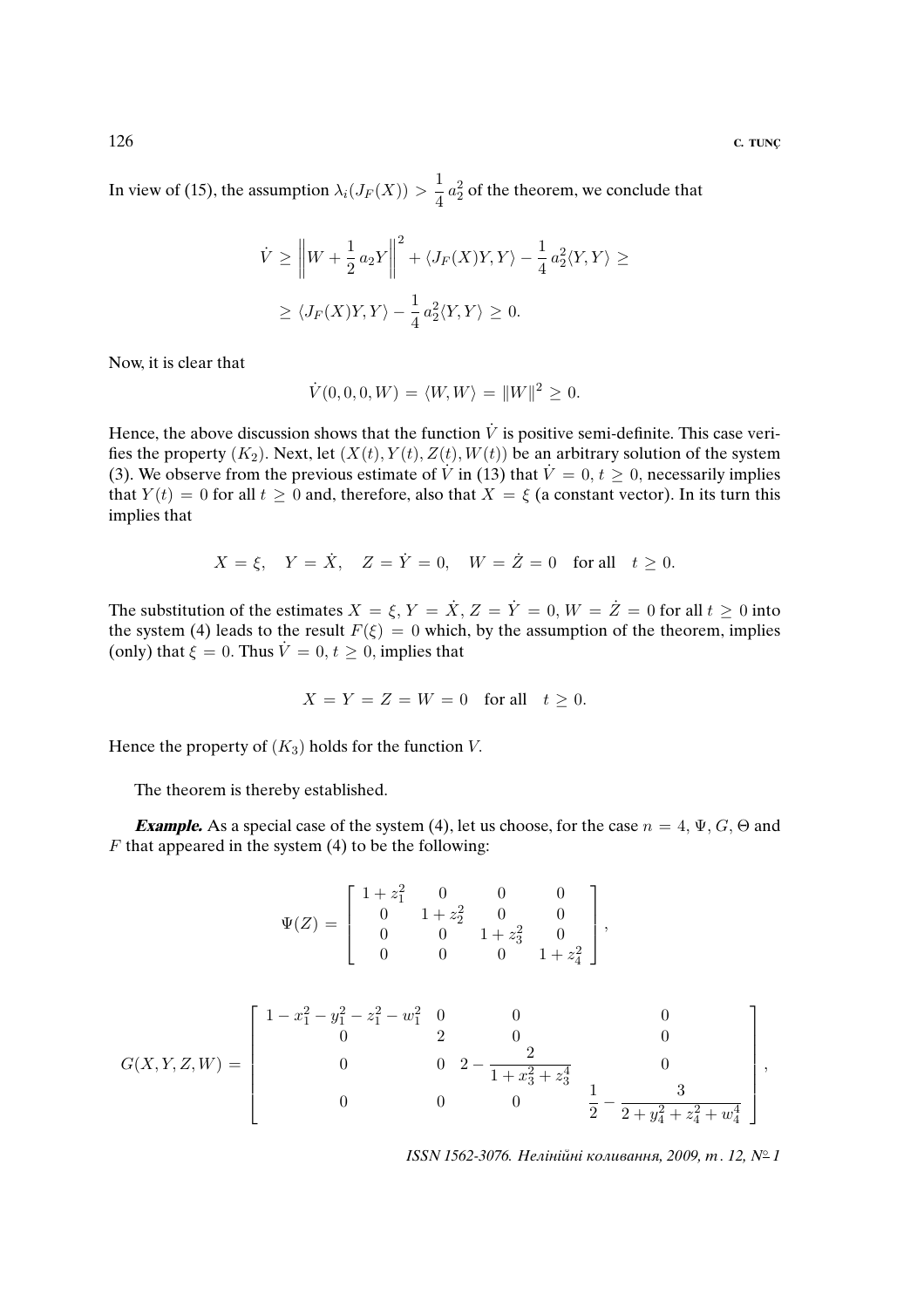In view of (15), the assumption $\lambda_i(J_F(X)) > \dfrac{1}{4}\, a_2^2$ of the theorem, we conclude that

$$\dot{V} \geq \left\| W + \frac{1}{2}\, a_2 Y \right\|^2 + \langle J_F(X)Y, Y \rangle - \frac{1}{4}\, a_2^2 \langle Y, Y \rangle \geq$$

$$\geq \langle J_F(X)Y, Y \rangle - \frac{1}{4}\, a_2^2 \langle Y, Y \rangle \geq 0.$$

Now, it is clear that

$$\dot{V}(0, 0, 0, W) = \langle W, W \rangle = \|W\|^2 \geq 0.$$

Hence, the above discussion shows that the function $\dot{V}$ is positive semi-definite. This case verifies the property $(K_2)$. Next, let $(X(t), Y(t), Z(t), W(t))$ be an arbitrary solution of the system (3). We observe from the previous estimate of $\dot{V}$ in (13) that $\dot{V} = 0$, $t \geq 0$, necessarily implies that $Y(t) = 0$ for all $t \geq 0$ and, therefore, also that $X = \xi$ (a constant vector). In its turn this implies that

$$X = \xi, \quad Y = \dot{X}, \quad Z = \dot{Y} = 0, \quad W = \dot{Z} = 0 \quad \text{for all} \quad t \geq 0.$$

The substitution of the estimates $X = \xi$, $Y = \dot{X}$, $Z = \dot{Y} = 0$, $W = \dot{Z} = 0$ for all $t \geq 0$ into the system (4) leads to the result $F(\xi) = 0$ which, by the assumption of the theorem, implies (only) that $\xi = 0$. Thus $\dot{V} = 0$, $t \geq 0$, implies that

$$X = Y = Z = W = 0 \quad \text{for all} \quad t \geq 0.$$

Hence the property of $(K_3)$ holds for the function $V$.

The theorem is thereby established.

***Example.*** As a special case of the system (4), let us choose, for the case $n = 4$, $\Psi$, $G$, $\Theta$ and $F$ that appeared in the system (4) to be the following:

$$\Psi(Z) = \begin{bmatrix} 1 + z_1^2 & 0 & 0 & 0 \\ 0 & 1 + z_2^2 & 0 & 0 \\ 0 & 0 & 1 + z_3^2 & 0 \\ 0 & 0 & 0 & 1 + z_4^2 \end{bmatrix},$$

$$G(X, Y, Z, W) = \begin{bmatrix} 1 - x_1^2 - y_1^2 - z_1^2 - w_1^2 & 0 & 0 & 0 \\ 0 & 2 & 0 & 0 \\ 0 & 0 & 2 - \dfrac{2}{1 + x_3^2 + z_3^4} & 0 \\ 0 & 0 & 0 & \dfrac{1}{2} - \dfrac{3}{2 + y_4^2 + z_4^2 + w_4^4} \end{bmatrix},$$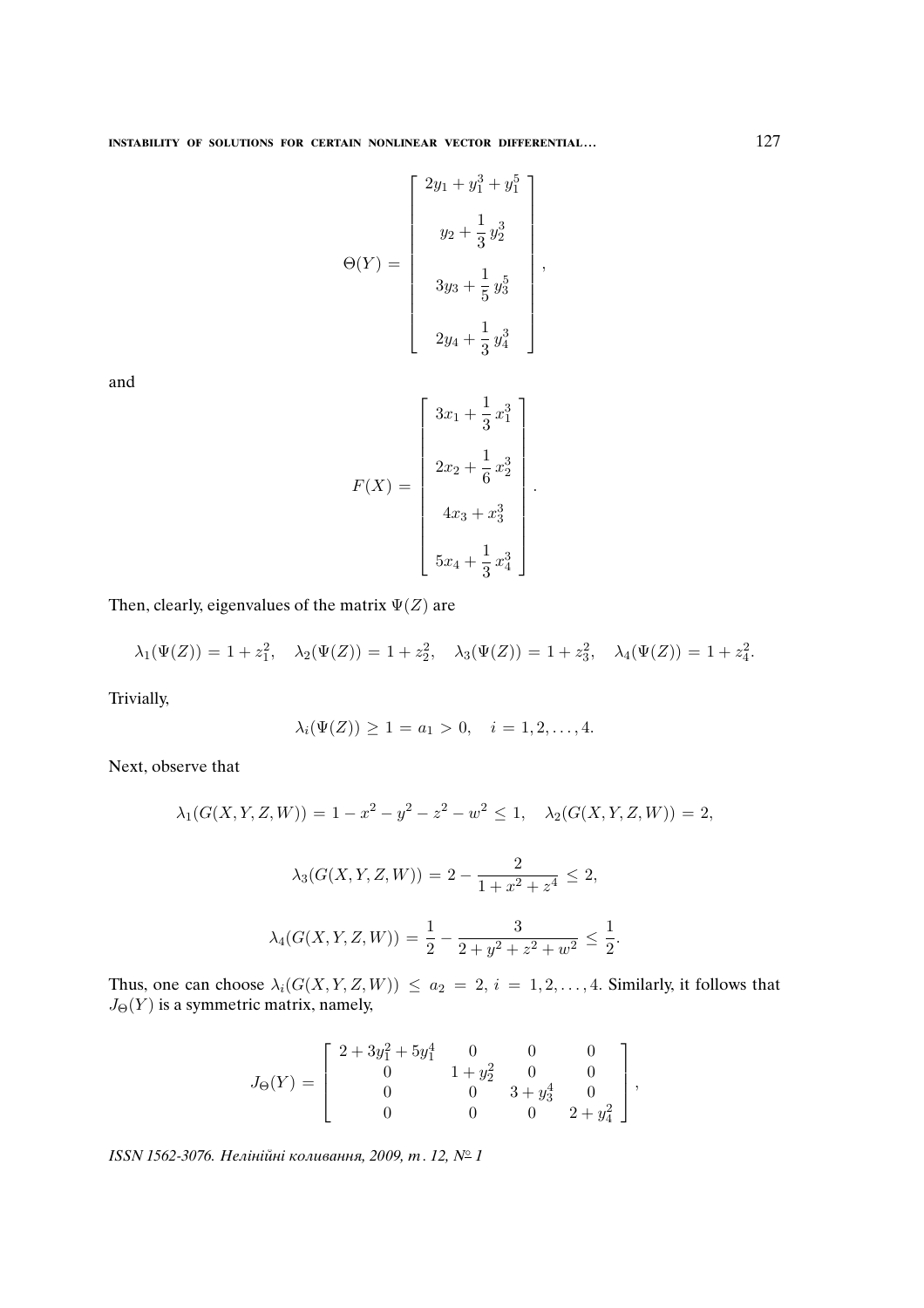$$\Theta(Y) = \begin{bmatrix} 2y_1 + y_1^3 + y_1^5 \\ \\ y_2 + \dfrac{1}{3}\, y_2^3 \\ \\ 3y_3 + \dfrac{1}{5}\, y_3^5 \\ \\ 2y_4 + \dfrac{1}{3}\, y_4^3 \end{bmatrix},$$

and

$$F(X) = \begin{bmatrix} 3x_1 + \dfrac{1}{3}\, x_1^3 \\ \\ 2x_2 + \dfrac{1}{6}\, x_2^3 \\ \\ 4x_3 + x_3^3 \\ \\ 5x_4 + \dfrac{1}{3}\, x_4^3 \end{bmatrix}.$$

Then, clearly, eigenvalues of the matrix $\Psi(Z)$ are

$$\lambda_1(\Psi(Z)) = 1 + z_1^2, \quad \lambda_2(\Psi(Z)) = 1 + z_2^2, \quad \lambda_3(\Psi(Z)) = 1 + z_3^2, \quad \lambda_4(\Psi(Z)) = 1 + z_4^2.$$

Trivially,

$$\lambda_i(\Psi(Z)) \geq 1 = a_1 > 0, \quad i = 1, 2, \ldots, 4.$$

Next, observe that

$$\lambda_1(G(X, Y, Z, W)) = 1 - x^2 - y^2 - z^2 - w^2 \leq 1, \quad \lambda_2(G(X, Y, Z, W)) = 2,$$

$$\lambda_3(G(X, Y, Z, W)) = 2 - \frac{2}{1 + x^2 + z^4} \leq 2,$$

$$\lambda_4(G(X, Y, Z, W)) = \frac{1}{2} - \frac{3}{2 + y^2 + z^2 + w^2} \leq \frac{1}{2}.$$

Thus, one can choose $\lambda_i(G(X, Y, Z, W)) \leq a_2 = 2$, $i = 1, 2, \ldots, 4$. Similarly, it follows that $J_\Theta(Y)$ is a symmetric matrix, namely,

$$J_\Theta(Y) = \begin{bmatrix} 2 + 3y_1^2 + 5y_1^4 & 0 & 0 & 0 \\ 0 & 1 + y_2^2 & 0 & 0 \\ 0 & 0 & 3 + y_3^4 & 0 \\ 0 & 0 & 0 & 2 + y_4^2 \end{bmatrix},$$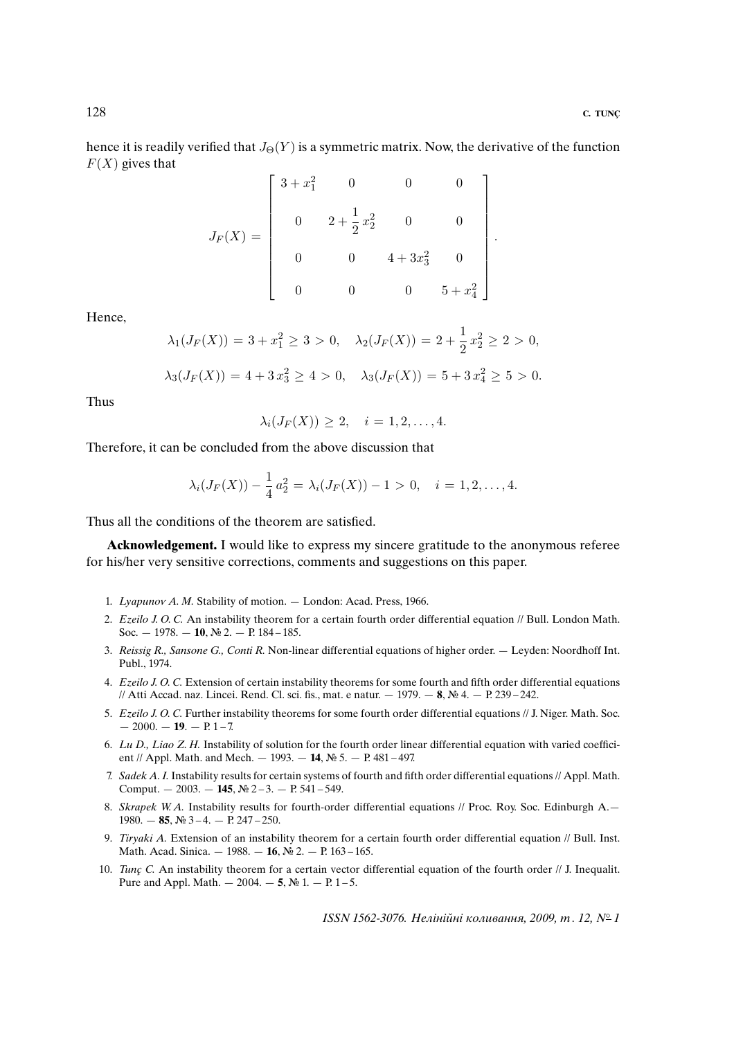hence it is readily verified that $J_\Theta(Y)$ is a symmetric matrix. Now, the derivative of the function $F(X)$ gives that

$$J_F(X) = \begin{bmatrix} 3 + x_1^2 & 0 & 0 & 0 \\ 0 & 2 + \dfrac{1}{2}\,x_2^2 & 0 & 0 \\ 0 & 0 & 4 + 3x_3^2 & 0 \\ 0 & 0 & 0 & 5 + x_4^2 \end{bmatrix}.$$

Hence,

$$\lambda_1(J_F(X)) = 3 + x_1^2 \geq 3 > 0, \quad \lambda_2(J_F(X)) = 2 + \frac{1}{2}\,x_2^2 \geq 2 > 0,$$

$$\lambda_3(J_F(X)) = 4 + 3\,x_3^2 \geq 4 > 0, \quad \lambda_3(J_F(X)) = 5 + 3\,x_4^2 \geq 5 > 0.$$

Thus

$$\lambda_i(J_F(X)) \geq 2, \quad i = 1, 2, \ldots, 4.$$

Therefore, it can be concluded from the above discussion that

$$\lambda_i(J_F(X)) - \frac{1}{4}\,a_2^2 = \lambda_i(J_F(X)) - 1 > 0, \quad i = 1, 2, \ldots, 4.$$

Thus all the conditions of the theorem are satisfied.

**Acknowledgement.** I would like to express my sincere gratitude to the anonymous referee for his/her very sensitive corrections, comments and suggestions on this paper.

1. *Lyapunov A. M.* Stability of motion. — London: Acad. Press, 1966.
2. *Ezeilo J. O. C.* An instability theorem for a certain fourth order differential equation // Bull. London Math. Soc. — 1978. — **10**, № 2. — P. 184–185.
3. *Reissig R., Sansone G., Conti R.* Non-linear differential equations of higher order. — Leyden: Noordhoff Int. Publ., 1974.
4. *Ezeilo J. O. C.* Extension of certain instability theorems for some fourth and fifth order differential equations // Atti Accad. naz. Lincei. Rend. Cl. sci. fis., mat. e natur. — 1979. — **8**, № 4. — P. 239–242.
5. *Ezeilo J. O. C.* Further instability theorems for some fourth order differential equations // J. Niger. Math. Soc. — 2000. — **19**. — P. 1–7.
6. *Lu D., Liao Z. H.* Instability of solution for the fourth order linear differential equation with varied coefficient // Appl. Math. and Mech. — 1993. — **14**, № 5. — P. 481–497.
7. *Sadek A. I.* Instability results for certain systems of fourth and fifth order differential equations // Appl. Math. Comput. — 2003. — **145**, № 2–3. — P. 541–549.
8. *Skrapek W. A.* Instability results for fourth-order differential equations // Proc. Roy. Soc. Edinburgh A.— 1980. — **85**, № 3–4. — P. 247–250.
9. *Tiryaki A.* Extension of an instability theorem for a certain fourth order differential equation // Bull. Inst. Math. Acad. Sinica. — 1988. — **16**, № 2. — P. 163–165.
10. *Tunç C.* An instability theorem for a certain vector differential equation of the fourth order // J. Inequalit. Pure and Appl. Math. — 2004. — **5**, № 1. — P. 1–5.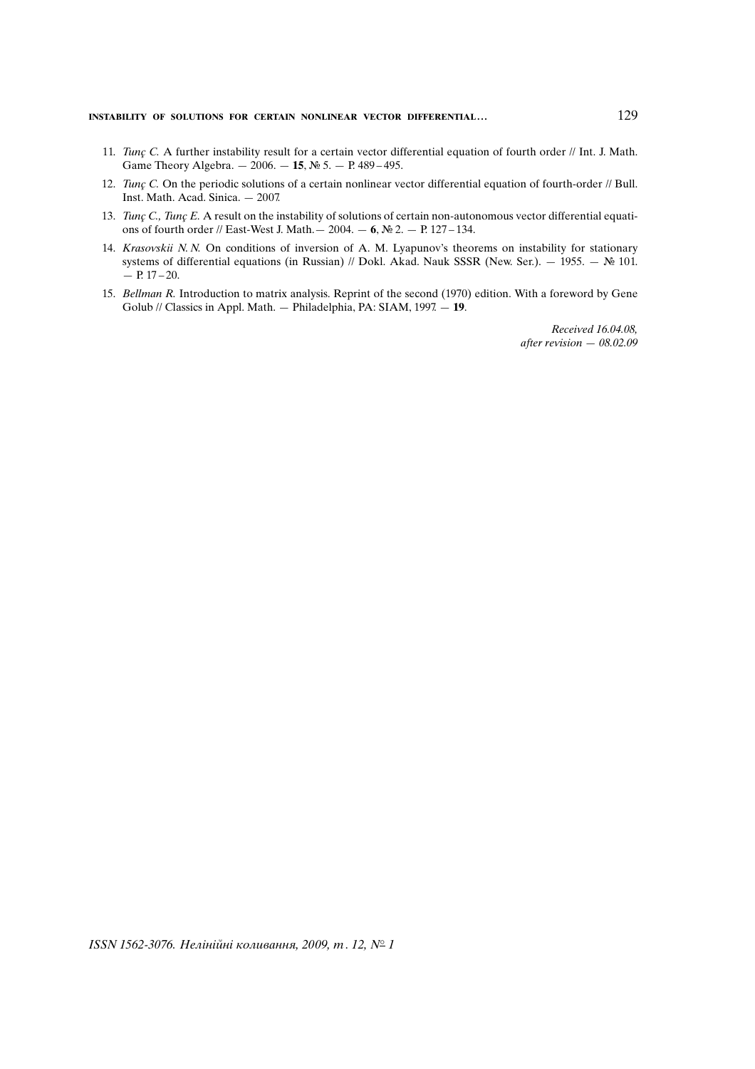11. *Tunç C.* A further instability result for a certain vector differential equation of fourth order // Int. J. Math. Game Theory Algebra. — 2006. — **15**, № 5. — P. 489 – 495.

12. *Tunç C.* On the periodic solutions of a certain nonlinear vector differential equation of fourth-order // Bull. Inst. Math. Acad. Sinica. — 2007.

13. *Tunç C., Tunç E.* A result on the instability of solutions of certain non-autonomous vector differential equations of fourth order // East-West J. Math. — 2004. — **6**, № 2. — P. 127 – 134.

14. *Krasovskii N. N.* On conditions of inversion of A. M. Lyapunov's theorems on instability for stationary systems of differential equations (in Russian) // Dokl. Akad. Nauk SSSR (New. Ser.). — 1955. — № 101. — P. 17 – 20.

15. *Bellman R.* Introduction to matrix analysis. Reprint of the second (1970) edition. With a foreword by Gene Golub // Classics in Appl. Math. — Philadelphia, PA: SIAM, 1997. — **19**.

*Received 16.04.08,*
*after revision — 08.02.09*